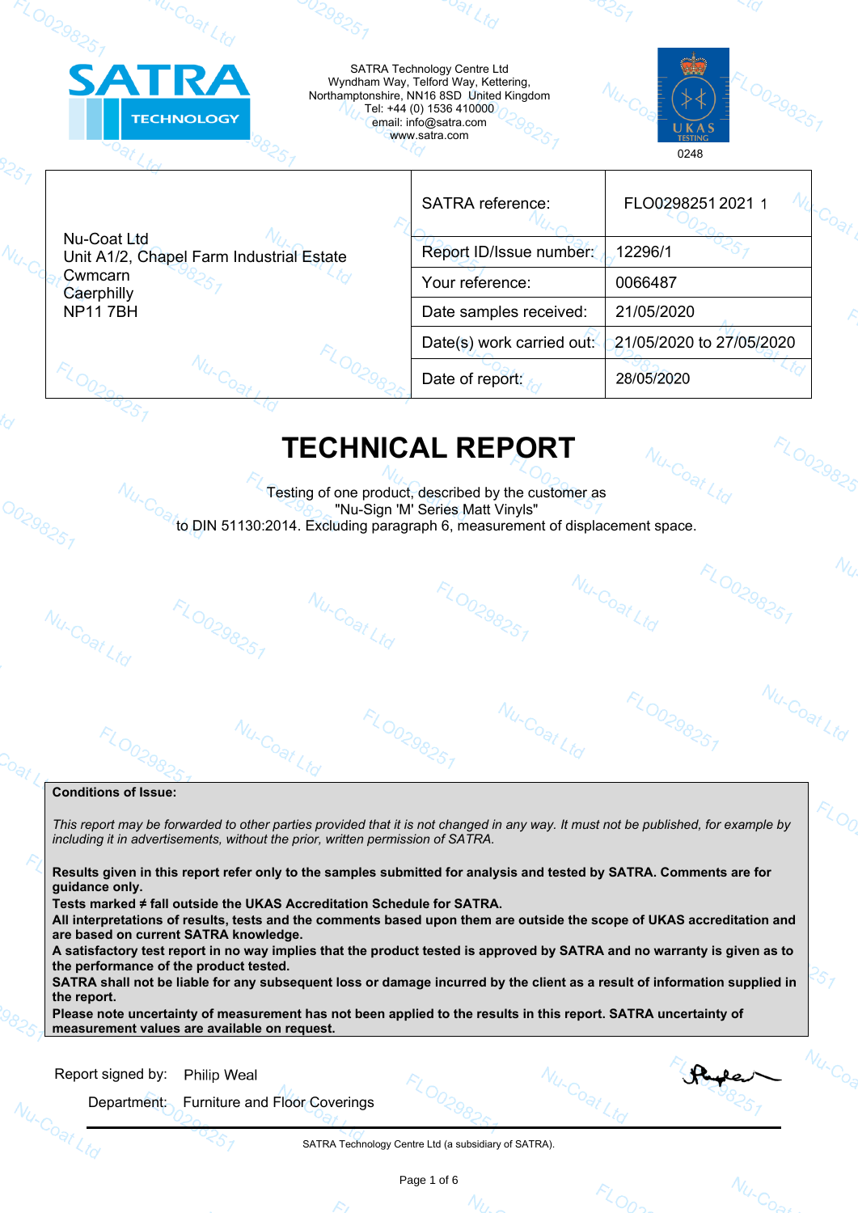SATRA Technology Centre Ltd
Wyndham Way, Telford Way, Kettering,
Northamptonshire, NN16 8SD United Kingdom
Tel: +44 (0) 1536 410000
email: info@satra.com
www.satra.com

0248

| Nu-Coat Ltd<br>Unit A1/2, Chapel Farm Industrial Estate<br>Cwmcarn<br>Caerphilly<br>NP11 7BH | SATRA reference: | FLO0298251 2021 1 |
|---|---|---|
| | Report ID/Issue number: | 12296/1 |
| | Your reference: | 0066487 |
| | Date samples received: | 21/05/2020 |
| | Date(s) work carried out: | 21/05/2020 to 27/05/2020 |
| | Date of report: | 28/05/2020 |

# TECHNICAL REPORT

Testing of one product, described by the customer as
"Nu-Sign 'M' Series Matt Vinyls"
to DIN 51130:2014. Excluding paragraph 6, measurement of displacement space.

**Conditions of Issue:**

*This report may be forwarded to other parties provided that it is not changed in any way. It must not be published, for example by including it in advertisements, without the prior, written permission of SATRA.*

**Results given in this report refer only to the samples submitted for analysis and tested by SATRA. Comments are for guidance only.**
**Tests marked ≠ fall outside the UKAS Accreditation Schedule for SATRA.**
**All interpretations of results, tests and the comments based upon them are outside the scope of UKAS accreditation and are based on current SATRA knowledge.**
**A satisfactory test report in no way implies that the product tested is approved by SATRA and no warranty is given as to the performance of the product tested.**
**SATRA shall not be liable for any subsequent loss or damage incurred by the client as a result of information supplied in the report.**
**Please note uncertainty of measurement has not been applied to the results in this report. SATRA uncertainty of measurement values are available on request.**

Report signed by: Philip Weal

Department: Furniture and Floor Coverings

SATRA Technology Centre Ltd (a subsidiary of SATRA).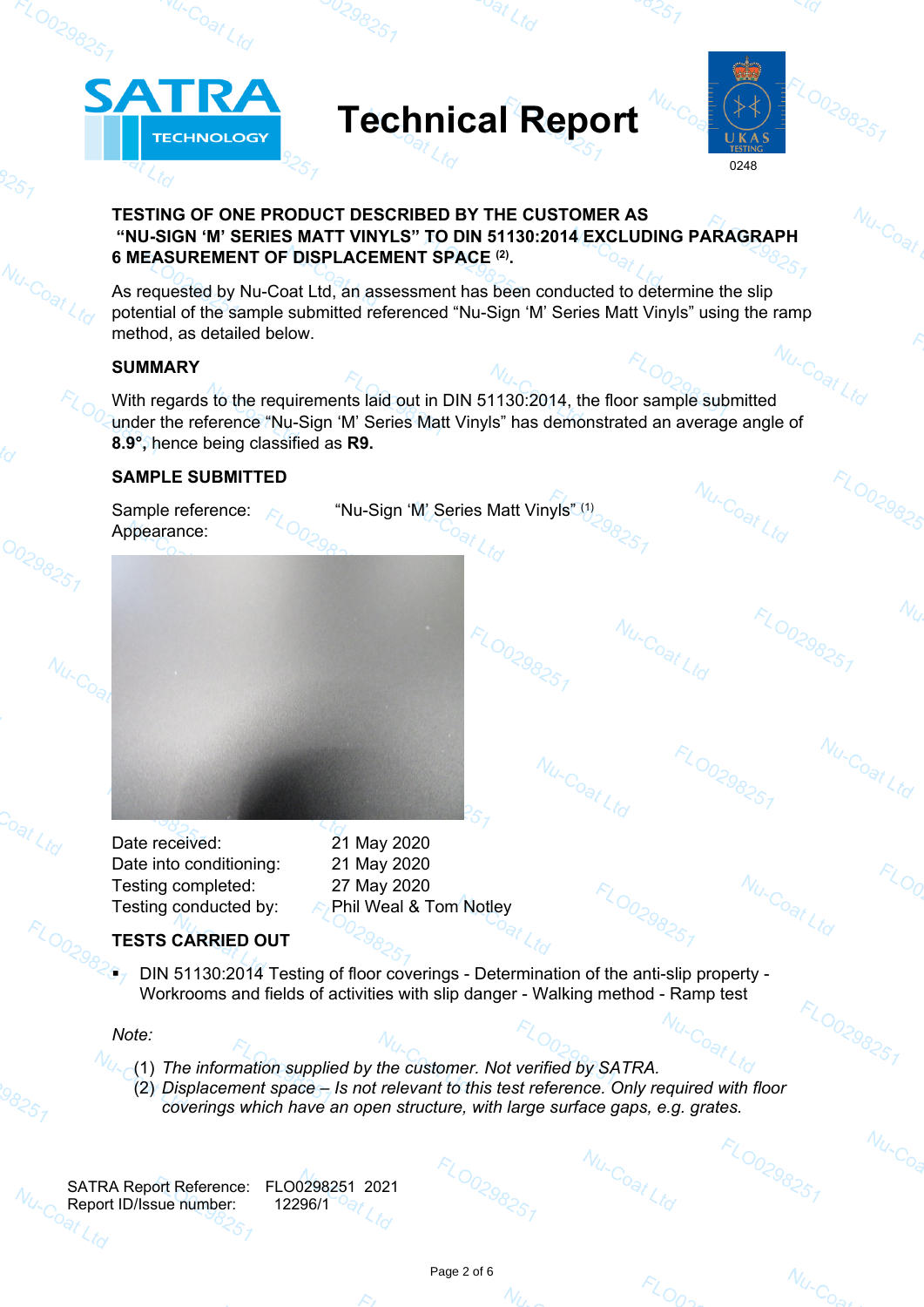# Technical Report

**TESTING OF ONE PRODUCT DESCRIBED BY THE CUSTOMER AS "NU-SIGN 'M' SERIES MATT VINYLS" TO DIN 51130:2014 EXCLUDING PARAGRAPH 6 MEASUREMENT OF DISPLACEMENT SPACE [(2)].**

As requested by Nu-Coat Ltd, an assessment has been conducted to determine the slip potential of the sample submitted referenced "Nu-Sign 'M' Series Matt Vinyls" using the ramp method, as detailed below.

## SUMMARY

With regards to the requirements laid out in DIN 51130:2014, the floor sample submitted under the reference "Nu-Sign 'M' Series Matt Vinyls" has demonstrated an average angle of **8.9°,** hence being classified as **R9.**

## SAMPLE SUBMITTED

Sample reference: "Nu-Sign 'M' Series Matt Vinyls" [(1)]
Appearance:

Date received: 21 May 2020
Date into conditioning: 21 May 2020
Testing completed: 27 May 2020
Testing conducted by: Phil Weal & Tom Notley

## TESTS CARRIED OUT

- DIN 51130:2014 Testing of floor coverings - Determination of the anti-slip property - Workrooms and fields of activities with slip danger - Walking method - Ramp test

*Note:*

(1) *The information supplied by the customer. Not verified by SATRA.*
(2) *Displacement space – Is not relevant to this test reference. Only required with floor coverings which have an open structure, with large surface gaps, e.g. grates.*

SATRA Report Reference: FLO0298251 2021
Report ID/Issue number: 12296/1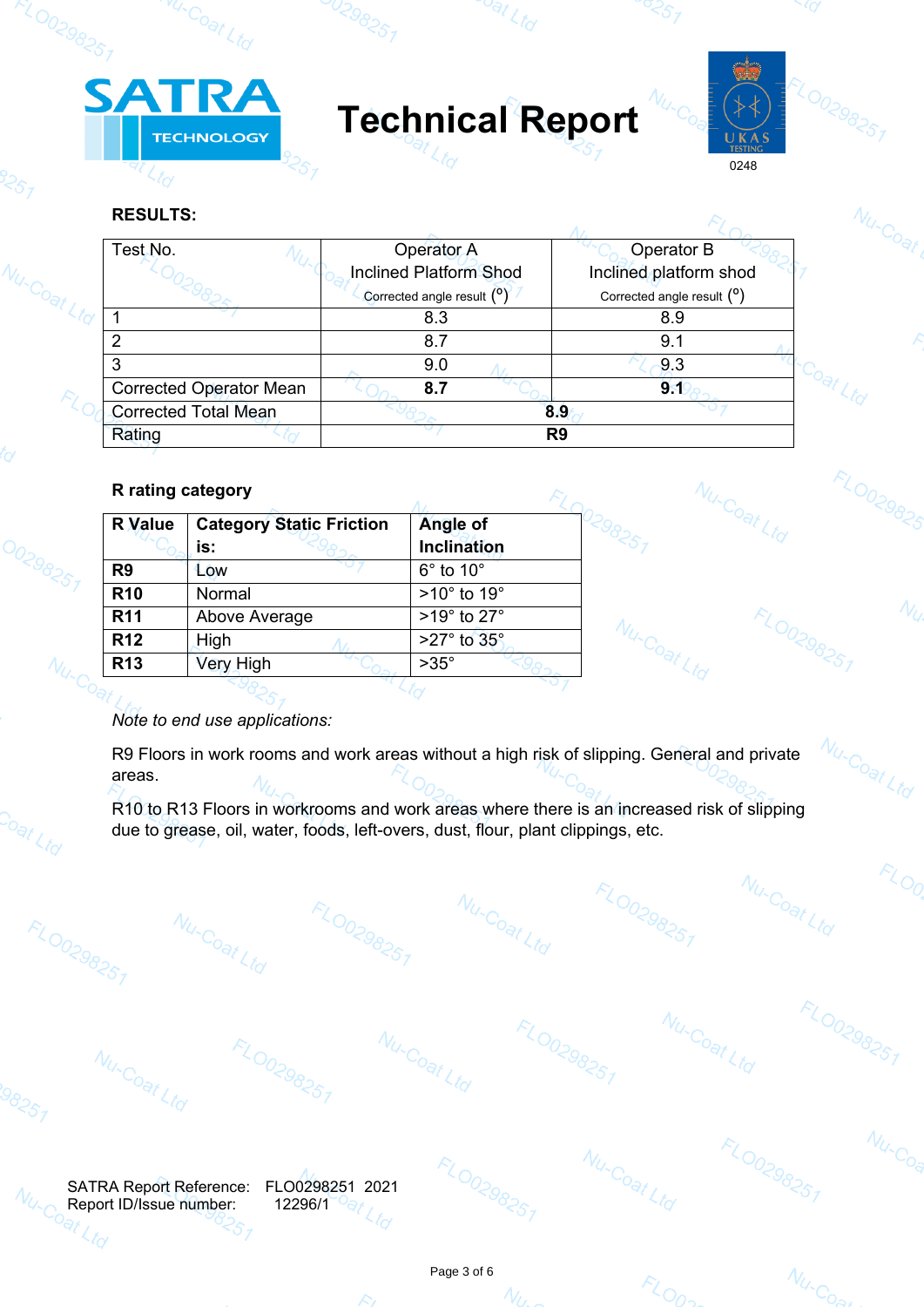**SATRA TECHNOLOGY** — **Technical Report**

UKAS TESTING 0248

**RESULTS:**

| Test No. | Operator A Inclined Platform Shod Corrected angle result (°) | Operator B Inclined platform shod Corrected angle result (°) |
|---|---|---|
| 1 | 8.3 | 8.9 |
| 2 | 8.7 | 9.1 |
| 3 | 9.0 | 9.3 |
| Corrected Operator Mean | **8.7** | **9.1** |
| Corrected Total Mean | **8.9** | |
| Rating | **R9** | |

**R rating category**

| **R Value** | **Category Static Friction is:** | **Angle of Inclination** |
|---|---|---|
| **R9** | Low | 6° to 10° |
| **R10** | Normal | >10° to 19° |
| **R11** | Above Average | >19° to 27° |
| **R12** | High | >27° to 35° |
| **R13** | Very High | >35° |

*Note to end use applications:*

R9 Floors in work rooms and work areas without a high risk of slipping. General and private areas.

R10 to R13 Floors in workrooms and work areas where there is an increased risk of slipping due to grease, oil, water, foods, left-overs, dust, flour, plant clippings, etc.

SATRA Report Reference: FLO0298251 2021
Report ID/Issue number: 12296/1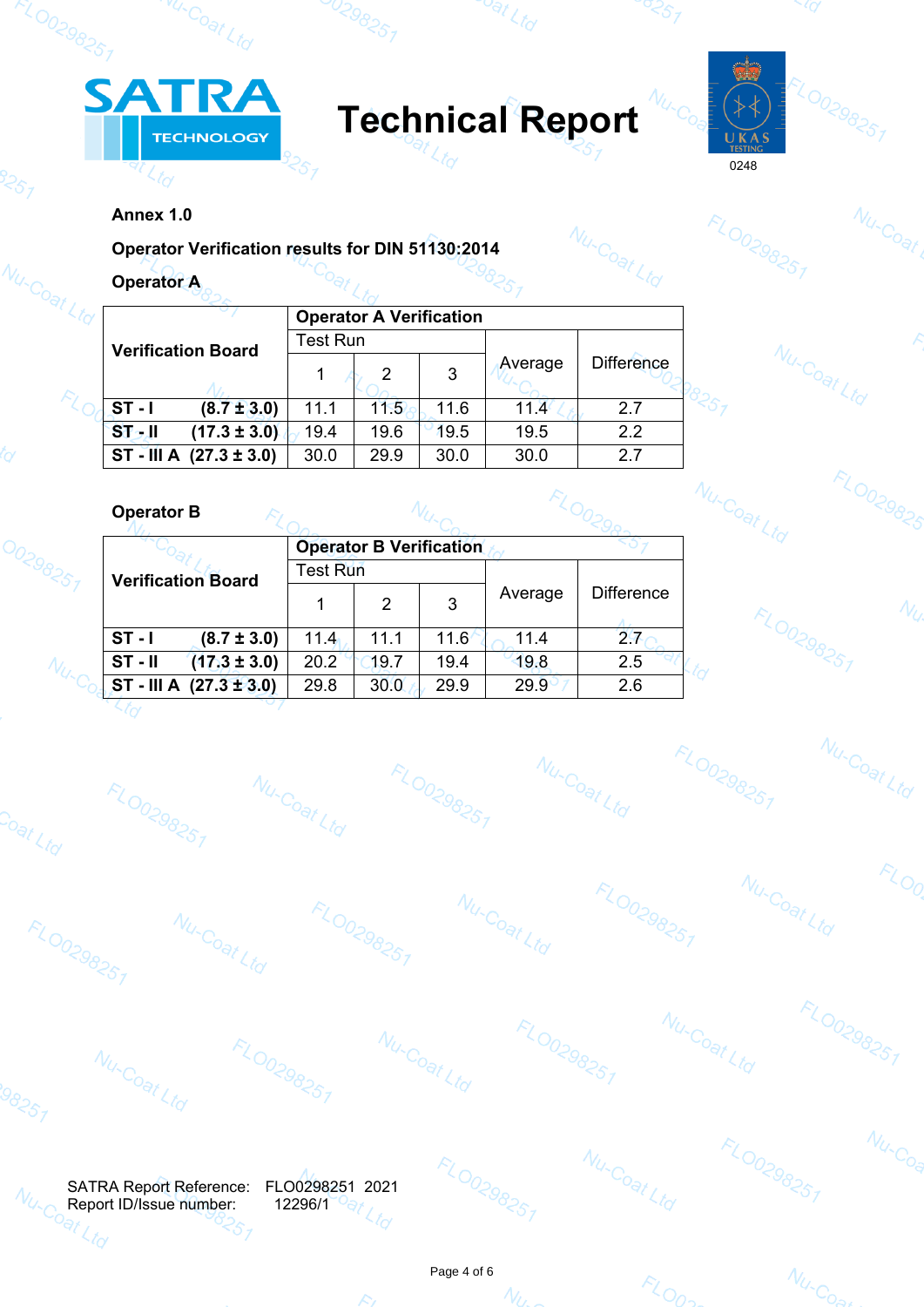# Technical Report

**Annex 1.0**

**Operator Verification results for DIN 51130:2014**

**Operator A**

| Verification Board | Operator A Verification | | | | |
|---|---|---|---|---|---|
| | Test Run | | | Average | Difference |
| | 1 | 2 | 3 | | |
| **ST - I (8.7 ± 3.0)** | 11.1 | 11.5 | 11.6 | 11.4 | 2.7 |
| **ST - II (17.3 ± 3.0)** | 19.4 | 19.6 | 19.5 | 19.5 | 2.2 |
| **ST - III A (27.3 ± 3.0)** | 30.0 | 29.9 | 30.0 | 30.0 | 2.7 |

**Operator B**

| Verification Board | Operator B Verification | | | | |
|---|---|---|---|---|---|
| | Test Run | | | Average | Difference |
| | 1 | 2 | 3 | | |
| **ST - I (8.7 ± 3.0)** | 11.4 | 11.1 | 11.6 | 11.4 | 2.7 |
| **ST - II (17.3 ± 3.0)** | 20.2 | 19.7 | 19.4 | 19.8 | 2.5 |
| **ST - III A (27.3 ± 3.0)** | 29.8 | 30.0 | 29.9 | 29.9 | 2.6 |

SATRA Report Reference: FLO0298251 2021
Report ID/Issue number: 12296/1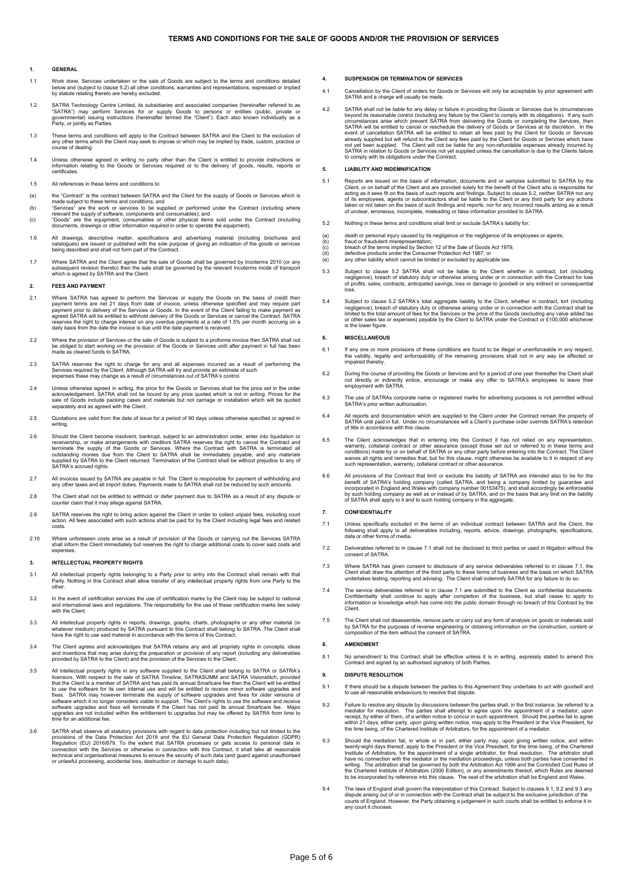# TERMS AND CONDITIONS FOR THE SALE OF GOODS AND/OR THE PROVISION OF SERVICES

## 1. GENERAL

1.1 Work done, Services undertaken or the sale of Goods are subject to the terms and conditions detailed below and (subject to clause 5.2) all other conditions, warranties and representations, expressed or implied by statute relating thereto are hereby excluded.

1.2 SATRA Technology Centre Limited, its subsidiaries and associated companies (hereinafter referred to as "SATRA") may perform Services for or supply Goods to persons or entities (public, private or governmental) issuing instructions (hereinafter termed the "Client"). Each also known individually as a Party, or jointly as Parties.

1.3 These terms and conditions will apply to the Contract between SATRA and the Client to the exclusion of any other terms which the Client may seek to impose or which may be implied by trade, custom, practice or course of dealing

1.4 Unless otherwise agreed in writing no party other than the Client is entitled to provide instructions or information relating to the Goods or Services required or to the delivery of goods, results, reports or certificates.

1.5 All references in these terms and conditions to:

(a) the "Contract" is the contract between SATRA and the Client for the supply of Goods or Services which is made subject to these terms and conditions; and
(b) "Services" are the work or services to be supplied or performed under the Contract (including where relevant the supply of software, components and consumables); and
(c) "Goods" are the equipment, consumables or other physical items sold under the Contract (including documents, drawings or other information required in order to operate the equipment).

1.6 All drawings, descriptive matter, specifications and advertising material (including brochures and catalogues) are issued or published with the sole purpose of giving an indication of the goods or services being described and shall not form part of the Contract.

1.7 Where SATRA and the Client agree that the sale of Goods shall be governed by Incoterms 2010 (or any subsequent revision thereto) then the sale shall be governed by the relevant Incoterms mode of transport which is agreed by SATRA and the Client.

## 2. FEES AND PAYMENT

2.1 Where SATRA has agreed to perform the Services or supply the Goods on the basis of credit then payment terms are net 21 days from date of invoice, unless otherwise specified and may require part payment prior to delivery of the Services or Goods. In the event of the Client failing to make payment as agreed SATRA will be entitled to withhold delivery of the Goods or Services or cancel the Contract. SATRA reserves the right to charge interest on any overdue payments at a rate of 1.5% per month accruing on a daily basis from the date the invoice is due until the date payment is received.

2.2 Where the provision of Services or the sale of Goods is subject to a proforma invoice then SATRA shall not be obliged to start working on the provision of the Goods or Services until after payment in full has been made as cleared funds to SATRA.

2.3 SATRA reserves the right to charge for any and all expenses incurred as a result of performing the Services required by the Client. Although SATRA will try and provide an estimate of such expenses these may change as a result of circumstances out of SATRA's control.

2.4 Unless otherwise agreed in writing, the price for the Goods or Services shall be the price set in the order acknowledgement. SATRA shall not be bound by any price quoted which is not in writing. Prices for the sale of Goods include packing cases and materials but not carriage or installation which will be quoted separately and as agreed with the Client.

2.5 Quotations are valid from the date of issue for a period of 90 days unless otherwise specified or agreed in writing.

2.6 Should the Client become insolvent, bankrupt, subject to an administration order, enter into liquidation or receivership, or make arrangements with creditors SATRA reserves the right to cancel the Contract and terminate the supply of the Goods or Services. Where the Contract with SATRA is terminated all outstanding monies due from the Client to SATRA shall be immediately payable, and any materials supplied by SATRA to the Client returned. Termination of the Contract shall be without prejudice to any of SATRA's accrued rights.

2.7 All invoices issued by SATRA are payable in full. The Client is responsible for payment of withholding and any other taxes and all import duties. Payments made to SATRA shall not be reduced by such amounts.

2.8 The Client shall not be entitled to withhold or defer payment due to SATRA as a result of any dispute or counter claim that it may allege against SATRA.

2.9 SATRA reserves the right to bring action against the Client in order to collect unpaid fees, including court action. All fees associated with such actions shall be paid for by the Client including legal fees and related costs.

2.10 Where unforeseen costs arise as a result of provision of the Goods or carrying out the Services SATRA shall inform the Client immediately but reserves the right to charge additional costs to cover said costs and expenses.

## 3. INTELLECTUAL PROPERTY RIGHTS

3.1 All intellectual property rights belonging to a Party prior to entry into the Contract shall remain with that Party. Nothing in this Contract shall allow transfer of any intellectual property rights from one Party to the other.

3.2 In the event of certification services the use of certification marks by the Client may be subject to national and international laws and regulations. The responsibility for the use of these certification marks lies solely with the Client.

3.3 All intellectual property rights in reports, drawings, graphs, charts, photographs or any other material (in whatever medium) produced by SATRA pursuant to this Contract shall belong to SATRA. The Client shall have the right to use said material in accordance with the terms of this Contract.

3.4 The Client agrees and acknowledges that SATRA retains any and all propriety rights in concepts, ideas and inventions that may arise during the preparation or provision of any report (including any deliverables provided by SATRA to the Client) and the provision of the Services to the Client.

3.5 All intellectual property rights in any software supplied to the Client shall belong to SATRA or SATRA's licensors. With respect to the sale of SATRA Timeline, SATRASUMM and SATRA Visionstitch, provided that the Client is a member of SATRA and has paid its annual Smartcare fee then the Client will be entitled to use the software for its own internal use and will be entitled to receive minor software upgrades and fixes. SATRA may however terminate the supply of software upgrades and fixes for older versions of software which it no longer considers viable to support. The Client's rights to use the software and receive software upgrades and fixes will terminate if the Client has not paid its annual Smartcare fee. Major upgrades are not included within the entitlement to upgrades but may be offered by SATRA from time to time for an additional fee.

3.6 SATRA shall observe all statutory provisions with regard to data protection including but not limited to the provisions of the Data Protection Act 2018 and the EU General Data Protection Regulation (GDPR) Regulation (EU) 2016/679. To the extent that SATRA processes or gets access to personal data in connection with the Services or otherwise in connection with this Contract, it shall take all reasonable technical and organisational measures to ensure the security of such data (and guard against unauthorised or unlawful processing, accidental loss, destruction or damage to such data).

## 4. SUSPENSION OR TERMINATION OF SERVICES

4.1 Cancellation by the Client of orders for Goods or Services will only be acceptable by prior agreement with SATRA and a charge will usually be made.

4.2 SATRA shall not be liable for any delay or failure in providing the Goods or Services due to circumstances beyond its reasonable control (including any failure by the Client to comply with its obligations). If any such circumstances arise which prevent SATRA from delivering the Goods or completing the Services, then SATRA will be entitled to cancel or reschedule the delivery of Goods or Services at its discretion. In the event of cancellation SATRA will be entitled to retain all fees paid by the Client for Goods or Services already supplied but will refund to the Client any fees paid by the Client for Goods or Services which have not yet been supplied. The Client will not be liable for any non-refundable expenses already incurred by SATRA in relation to Goods or Services not yet supplied unless the cancellation is due to the Clients failure to comply with its obligations under the Contract.

## 5. LIABILITY AND INDEMNIFICATION

5.1 Reports are issued on the basis of information, documents and or samples submitted to SATRA by the Client, or on behalf of the Client and are provided solely for the benefit of the Client who is responsible for acting as it sees fit on the basis of such reports and findings. Subject to clause 5.2, neither SATRA nor any of its employees, agents or subcontractors shall be liable to the Client nor any third party for any actions taken or not taken on the basis of such findings and reports, nor for any incorrect results arising as a result of unclear, erroneous, incomplete, misleading or false information provided to SATRA.

5.2 Nothing in these terms and conditions shall limit or exclude SATRA's liability for:

(a) death or personal injury caused by its negligence or the negligence of its employees or agents;
(b) fraud or fraudulent misrepresentation;
(c) breach of the terms implied by Section 12 of the Sale of Goods Act 1979;
(d) defective products under the Consumer Protection Act 1987; or
(e) any other liability which cannot be limited or excluded by applicable law.

5.3 Subject to clause 5.2 SATRA shall not be liable to the Client whether in contract, tort (including negligence), breach of statutory duty or otherwise arising under or in connection with the Contract for loss of profits, sales, contracts, anticipated savings, loss or damage to goodwill or any indirect or consequential loss.

5.4 Subject to clause 5.2 SATRA's total aggregate liability to the Client, whether in contract, tort (including negligence), breach of statutory duty or otherwise arising under or in connection with the Contract shall be limited to the total amount of fees for the Services or the price of the Goods (excluding any value added tax or other sales tax or expenses) payable by the Client to SATRA under the Contract or £100,000 whichever is the lower figure.

## 6. MISCELLANEOUS

6.1 If any one or more provisions of these conditions are found to be illegal or unenforceable in any respect, the validity, legality and enforceability of the remaining provisions shall not in any way be affected or impaired thereby.

6.2 During the course of providing the Goods or Services and for a period of one year thereafter the Client shall not directly or indirectly entice, encourage or make any offer to SATRA's employees to leave their employment with SATRA.

6.3 The use of SATRAs corporate name or registered marks for advertising purposes is not permitted without SATRA's prior written authorisation.

6.4 All reports and documentation which are supplied to the Client under the Contract remain the property of SATRA until paid in full. Under no circumstances will a Client's purchase order override SATRA's retention of title in accordance with this clause.

6.5 The Client acknowledges that in entering into this Contract it has not relied on any representation, warranty, collateral contract or other assurance (except those set out or referred to in these terms and conditions) made by or on behalf of SATRA or any other party before entering into the Contract. The Client waives all rights and remedies that, but for this clause, might otherwise be available to it in respect of any such representation, warranty, collateral contract or other assurance.

6.6 All provisions of the Contract that limit or exclude the liability of SATRA are intended also to be for the benefit of SATRA's holding company (called SATRA, and being a company limited by guarantee and incorporated in England and Wales with company number 00153475), and shall accordingly be enforceable by such holding company as well as or instead of by SATRA, and on the basis that any limit on the liability of SATRA shall apply to it and to such holding company in the aggregate.

## 7. CONFIDENTIALITY

7.1 Unless specifically excluded in the terms of an individual contract between SATRA and the Client, the following shall apply to all deliverables including, reports, advice, drawings, photographs, specifications, data or other forms of media.

7.2 Deliverables referred to in clause 7.1 shall not be disclosed to third parties or used in litigation without the consent of SATRA.

7.3 Where SATRA has given consent to disclosure of any service deliverables referred to in clause 7.1, the Client shall draw the attention of the third party to these terms of business and the basis on which SATRA undertakes testing, reporting and advising. The Client shall indemnify SATRA for any failure to do so.

7.4 The service deliverables referred to in clause 7.1 are submitted to the Client as confidential documents. Confidentiality shall continue to apply after completion of the business, but shall cease to apply to information or knowledge which has come into the public domain through no breach of this Contract by the Client.

7.5 The Client shall not disassemble, remove parts or carry out any form of analysis on goods or materials sold by SATRA for the purposes of reverse engineering or obtaining information on the construction, content or composition of the item without the consent of SATRA.

## 8. AMENDMENT

8.1 No amendment to this Contract shall be effective unless it is in writing, expressly stated to amend this Contract and signed by an authorised signatory of both Parties.

## 9. DISPUTE RESOLUTION

9.1 If there should be a dispute between the parties to this Agreement they undertake to act with goodwill and to use all reasonable endeavours to resolve that dispute.

9.2 Failure to resolve any dispute by discussions between the parties shall, in the first instance, be referred to a mediator for resolution. The parties shall attempt to agree upon the appointment of a mediator, upon receipt, by either of them, of a written notice to concur in such appointment. Should the parties fail to agree within 21 days, either party, upon giving written notice, may apply to the President or the Vice President, for the time being, of the Chartered Institute of Arbitrators, for the appointment of a mediator.

9.3 Should the mediation fail, in whole or in part, either party may, upon giving written notice, and within twenty-eight days thereof, apply to the President or the Vice President, for the time being, of the Chartered Institute of Arbitrators, for the appointment of a single arbitrator, for final resolution. The arbitrator shall have no connection with the mediator or the mediation proceedings, unless both parties have consented in writing. The arbitration shall be governed by both the Arbitration Act 1996 and the Controlled Cost Rules of the Chartered Institute of Arbitrators (2000 Edition), or any amendments thereof, which Rules are deemed to be incorporated by reference into this clause. The seat of the arbitration shall be England and Wales.

9.4 The laws of England shall govern the interpretation of this Contract. Subject to clauses 9.1, 9.2 and 9.3 any dispute arising out of or in connection with the Contract shall be subject to the exclusive jurisdiction of the courts of England. However, the Party obtaining a judgement in such courts shall be entitled to enforce it in any court it chooses.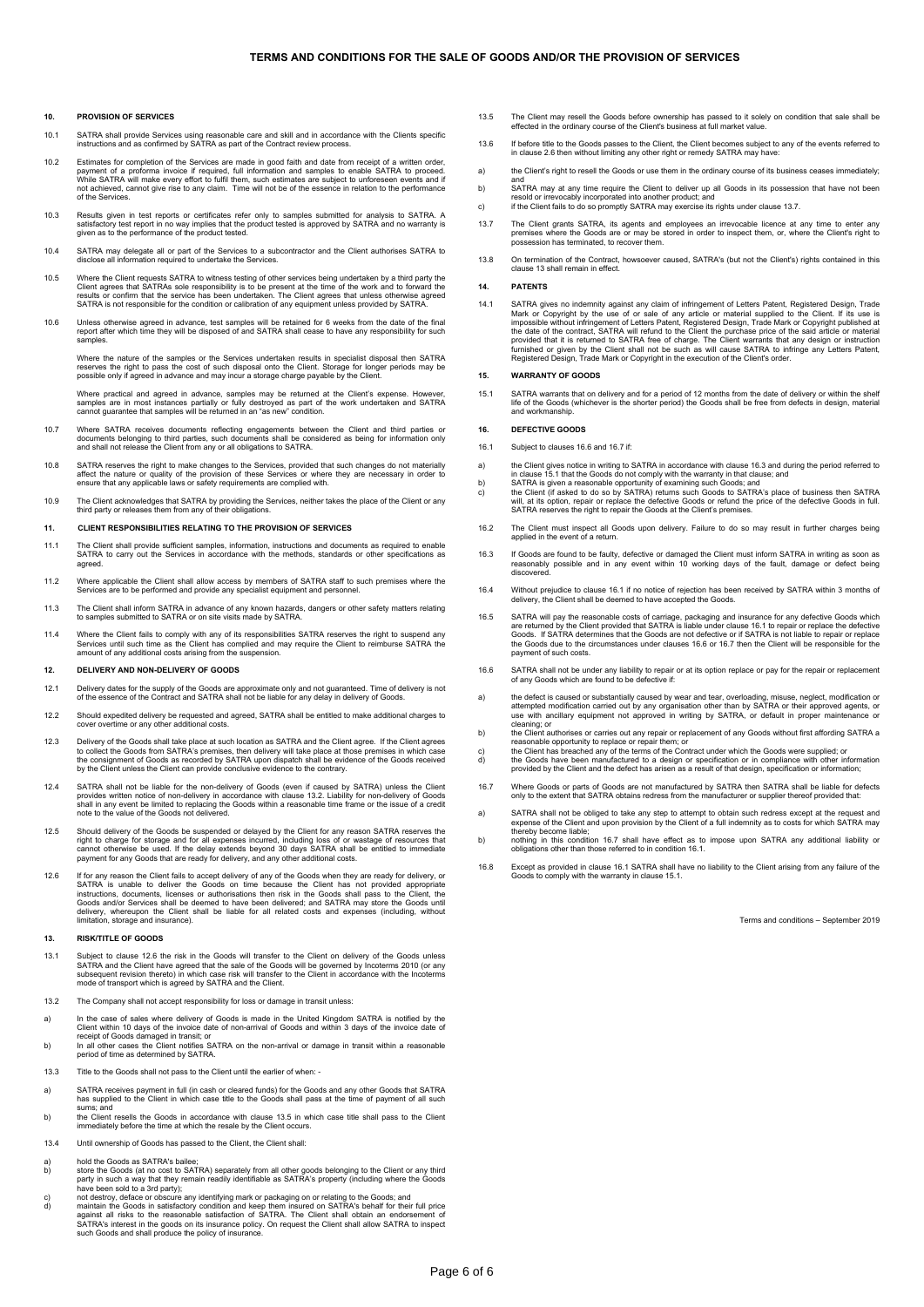# TERMS AND CONDITIONS FOR THE SALE OF GOODS AND/OR THE PROVISION OF SERVICES

## 10. PROVISION OF SERVICES

10.1 SATRA shall provide Services using reasonable care and skill and in accordance with the Clients specific instructions and as confirmed by SATRA as part of the Contract review process.

10.2 Estimates for completion of the Services are made in good faith and date from receipt of a written order, payment of a proforma invoice if required, full information and samples to enable SATRA to proceed. While SATRA will make every effort to fulfil them, such estimates are subject to unforeseen events and if not achieved, cannot give rise to any claim. Time will not be of the essence in relation to the performance of the Services.

10.3 Results given in test reports or certificates refer only to samples submitted for analysis to SATRA. A satisfactory test report in no way implies that the product tested is approved by SATRA and no warranty is given as to the performance of the product tested.

10.4 SATRA may delegate all or part of the Services to a subcontractor and the Client authorises SATRA to disclose all information required to undertake the Services.

10.5 Where the Client requests SATRA to witness testing of other services being undertaken by a third party the Client agrees that SATRAs sole responsibility is to be present at the time of the work and to forward the results or confirm that the service has been undertaken. The Client agrees that unless otherwise agreed SATRA is not responsible for the condition or calibration of any equipment unless provided by SATRA.

10.6 Unless otherwise agreed in advance, test samples will be retained for 6 weeks from the date of the final report after which time they will be disposed of and SATRA shall cease to have any responsibility for such samples.

Where the nature of the samples or the Services undertaken results in specialist disposal then SATRA reserves the right to pass the cost of such disposal onto the Client. Storage for longer periods may be possible only if agreed in advance and may incur a storage charge payable by the Client.

Where practical and agreed in advance, samples may be returned at the Client's expense. However, samples are in most instances partially or fully destroyed as part of the work undertaken and SATRA cannot guarantee that samples will be returned in an "as new" condition.

10.7 Where SATRA receives documents reflecting engagements between the Client and third parties or documents belonging to third parties, such documents shall be considered as being for information only and shall not release the Client from any or all obligations to SATRA.

10.8 SATRA reserves the right to make changes to the Services, provided that such changes do not materially affect the nature or quality of the provision of these Services or where they are necessary in order to ensure that any applicable laws or safety requirements are complied with.

10.9 The Client acknowledges that SATRA by providing the Services, neither takes the place of the Client or any third party or releases them from any of their obligations.

## 11. CLIENT RESPONSIBILITIES RELATING TO THE PROVISION OF SERVICES

11.1 The Client shall provide sufficient samples, information, instructions and documents as required to enable SATRA to carry out the Services in accordance with the methods, standards or other specifications as agreed.

11.2 Where applicable the Client shall allow access by members of SATRA staff to such premises where the Services are to be performed and provide any specialist equipment and personnel.

11.3 The Client shall inform SATRA in advance of any known hazards, dangers or other safety matters relating to samples submitted to SATRA or on site visits made by SATRA.

11.4 Where the Client fails to comply with any of its responsibilities SATRA reserves the right to suspend any Services until such time as the Client has complied and may require the Client to reimburse SATRA the amount of any additional costs arising from the suspension.

## 12. DELIVERY AND NON-DELIVERY OF GOODS

12.1 Delivery dates for the supply of the Goods are approximate only and not guaranteed. Time of delivery is not of the essence of the Contract and SATRA shall not be liable for any delay in delivery of Goods.

12.2 Should expedited delivery be requested and agreed, SATRA shall be entitled to make additional charges to cover overtime or any other additional costs.

12.3 Delivery of the Goods shall take place at such location as SATRA and the Client agree. If the Client agrees to collect the Goods from SATRA's premises, then delivery will take place at those premises in which case the consignment of Goods as recorded by SATRA upon dispatch shall be evidence of the Goods received by the Client unless the Client can provide conclusive evidence to the contrary.

12.4 SATRA shall not be liable for the non-delivery of Goods (even if caused by SATRA) unless the Client provides written notice of non-delivery in accordance with clause 13.2. Liability for non-delivery of Goods shall in any event be limited to replacing the Goods within a reasonable time frame or the issue of a credit note to the value of the Goods not delivered.

12.5 Should delivery of the Goods be suspended or delayed by the Client for any reason SATRA reserves the right to charge for storage and for all expenses incurred, including loss of or wastage of resources that cannot otherwise be used. If the delay extends beyond 30 days SATRA shall be entitled to immediate payment for any Goods that are ready for delivery, and any other additional costs.

12.6 If for any reason the Client fails to accept delivery of any of the Goods when they are ready for delivery, or SATRA is unable to deliver the Goods on time because the Client has not provided appropriate instructions, documents, licenses or authorisations then risk in the Goods shall pass to the Client, the Goods and/or Services shall be deemed to have been delivered; and SATRA may store the Goods until delivery, whereupon the Client shall be liable for all related costs and expenses (including, without limitation, storage and insurance).

## 13. RISK/TITLE OF GOODS

13.1 Subject to clause 12.6 the risk in the Goods will transfer to the Client on delivery of the Goods unless SATRA and the Client have agreed that the sale of the Goods will be governed by Incoterms 2010 (or any subsequent revision thereto) in which case risk will transfer to the Client in accordance with the Incoterms mode of transport which is agreed by SATRA and the Client.

13.2 The Company shall not accept responsibility for loss or damage in transit unless:

a) In the case of sales where delivery of Goods is made in the United Kingdom SATRA is notified by the Client within 10 days of the invoice date of non-arrival of Goods and within 3 days of the invoice date of receipt of Goods damaged in transit; or

b) In all other cases the Client notifies SATRA on the non-arrival or damage in transit within a reasonable period of time as determined by SATRA.

13.3 Title to the Goods shall not pass to the Client until the earlier of when: -

a) SATRA receives payment in full (in cash or cleared funds) for the Goods and any other Goods that SATRA has supplied to the Client in which case title to the Goods shall pass at the time of payment of all such sums; and

b) the Client resells the Goods in accordance with clause 13.5 in which case title shall pass to the Client immediately before the time at which the resale by the Client occurs.

13.4 Until ownership of Goods has passed to the Client, the Client shall:

a) hold the Goods as SATRA's bailee;

b) store the Goods (at no cost to SATRA) separately from all other goods belonging to the Client or any third party in such a way that they remain readily identifiable as SATRA's property (including where the Goods have been sold to a 3rd party);

c) not destroy, deface or obscure any identifying mark or packaging on or relating to the Goods; and

d) maintain the Goods in satisfactory condition and keep them insured on SATRA's behalf for their full price against all risks to the reasonable satisfaction of SATRA. The Client shall obtain an endorsement of SATRA's interest in the goods on its insurance policy. On request the Client shall allow SATRA to inspect such Goods and shall produce the policy of insurance.

13.5 The Client may resell the Goods before ownership has passed to it solely on condition that sale shall be effected in the ordinary course of the Client's business at full market value.

13.6 If before title to the Goods passes to the Client, the Client becomes subject to any of the events referred to in clause 2.6 then without limiting any other right or remedy SATRA may have:

a) the Client's right to resell the Goods or use them in the ordinary course of its business ceases immediately; and

b) SATRA may at any time require the Client to deliver up all Goods in its possession that have not been resold or irrevocably incorporated into another product; and

c) if the Client fails to do so promptly SATRA may exercise its rights under clause 13.7.

13.7 The Client grants SATRA, its agents and employees an irrevocable licence at any time to enter any premises where the Goods are or may be stored in order to inspect them, or, where the Client's right to possession has terminated, to recover them.

13.8 On termination of the Contract, howsoever caused, SATRA's (but not the Client's) rights contained in this clause 13 shall remain in effect.

## 14. PATENTS

14.1 SATRA gives no indemnity against any claim of infringement of Letters Patent, Registered Design, Trade Mark or Copyright by the use of or sale of any article or material supplied to the Client. If its use is impossible without infringement of Letters Patent, Registered Design, Trade Mark or Copyright published at the date of the contract, SATRA will refund to the Client the purchase price of the said article or material provided that it is returned to SATRA free of charge. The Client warrants that any design or instruction furnished or given by the Client shall not be such as will cause SATRA to infringe any Letters Patent, Registered Design, Trade Mark or Copyright in the execution of the Client's order.

## 15. WARRANTY OF GOODS

15.1 SATRA warrants that on delivery and for a period of 12 months from the date of delivery or within the shelf life of the Goods (whichever is the shorter period) the Goods shall be free from defects in design, material and workmanship.

## 16. DEFECTIVE GOODS

16.1 Subject to clauses 16.6 and 16.7 if:

a) the Client gives notice in writing to SATRA in accordance with clause 16.3 and during the period referred to in clause 15.1 that the Goods do not comply with the warranty in that clause; and

b) SATRA is given a reasonable opportunity of examining such Goods; and

c) the Client (if asked to do so by SATRA) returns such Goods to SATRA's place of business then SATRA will, at its option, repair or replace the defective Goods or refund the price of the defective Goods in full. SATRA reserves the right to repair the Goods at the Client's premises.

16.2 The Client must inspect all Goods upon delivery. Failure to do so may result in further charges being applied in the event of a return.

16.3 If Goods are found to be faulty, defective or damaged the Client must inform SATRA in writing as soon as reasonably possible and in any event within 10 working days of the fault, damage or defect being discovered.

16.4 Without prejudice to clause 16.1 if no notice of rejection has been received by SATRA within 3 months of delivery, the Client shall be deemed to have accepted the Goods.

16.5 SATRA will pay the reasonable costs of carriage, packaging and insurance for any defective Goods which are returned by the Client provided that SATRA is liable under clause 16.1 to repair or replace the defective Goods. If SATRA determines that the Goods are not defective or if SATRA is not liable to repair or replace the Goods due to the circumstances under clauses 16.6 or 16.7 then the Client will be responsible for the payment of such costs.

16.6 SATRA shall not be under any liability to repair or at its option replace or pay for the repair or replacement of any Goods which are found to be defective if:

a) the defect is caused or substantially caused by wear and tear, overloading, misuse, neglect, modification or attempted modification carried out by any organisation other than by SATRA or their approved agents, or use with ancillary equipment not approved in writing by SATRA, or default in proper maintenance or cleaning; or

b) the Client authorises or carries out any repair or replacement of any Goods without first affording SATRA a reasonable opportunity to replace or repair them; or

c) the Client has breached any of the terms of the Contract under which the Goods were supplied; or

d) the Goods have been manufactured to a design or specification or in compliance with other information provided by the Client and the defect has arisen as a result of that design, specification or information;

16.7 Where Goods or parts of Goods are not manufactured by SATRA then SATRA shall be liable for defects only to the extent that SATRA obtains redress from the manufacturer or supplier thereof provided that:

a) SATRA shall not be obliged to take any step to attempt to obtain such redress except at the request and expense of the Client and upon provision by the Client of a full indemnity as to costs for which SATRA may thereby become liable;

b) nothing in this condition 16.7 shall have effect as to impose upon SATRA any additional liability or obligations other than those referred to in condition 16.1.

16.8 Except as provided in clause 16.1 SATRA shall have no liability to the Client arising from any failure of the Goods to comply with the warranty in clause 15.1.

Terms and conditions – September 2019